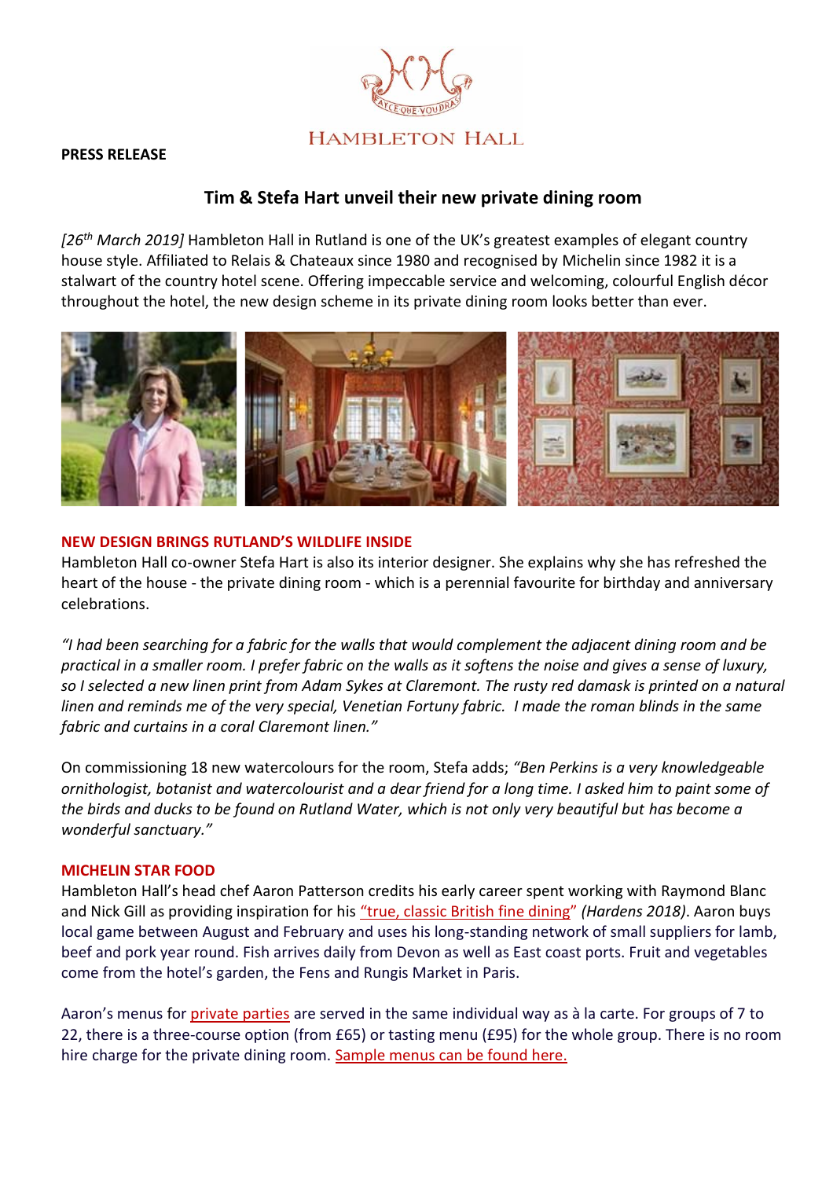HAMBLETON HALL

**PRESS RELEASE**

## Tim & Stefa Hart unveil their new private dining room

*[26th March 2019]* Hambleton Hall in Rutland is one of the UK's greatest examples of elegant country house style. Affiliated to Relais & Chateaux since 1980 and recognised by Michelin since 1982 it is a stalwart of the country hotel scene. Offering impeccable service and welcoming, colourful English décor throughout the hotel, the new design scheme in its private dining room looks better than ever.

### NEW DESIGN BRINGS RUTLAND'S WILDLIFE INSIDE

Hambleton Hall co-owner Stefa Hart is also its interior designer. She explains why she has refreshed the heart of the house - the private dining room - which is a perennial favourite for birthday and anniversary celebrations.

*"I had been searching for a fabric for the walls that would complement the adjacent dining room and be practical in a smaller room. I prefer fabric on the walls as it softens the noise and gives a sense of luxury, so I selected a new linen print from Adam Sykes at Claremont. The rusty red damask is printed on a natural linen and reminds me of the very special, Venetian Fortuny fabric. I made the roman blinds in the same fabric and curtains in a coral Claremont linen."*

On commissioning 18 new watercolours for the room, Stefa adds; *"Ben Perkins is a very knowledgeable ornithologist, botanist and watercolourist and a dear friend for a long time. I asked him to paint some of the birds and ducks to be found on Rutland Water, which is not only very beautiful but has become a wonderful sanctuary."*

### MICHELIN STAR FOOD

Hambleton Hall's head chef Aaron Patterson credits his early career spent working with Raymond Blanc and Nick Gill as providing inspiration for his "true, classic British fine dining" *(Hardens 2018)*. Aaron buys local game between August and February and uses his long-standing network of small suppliers for lamb, beef and pork year round. Fish arrives daily from Devon as well as East coast ports. Fruit and vegetables come from the hotel's garden, the Fens and Rungis Market in Paris.

Aaron's menus for private parties are served in the same individual way as à la carte. For groups of 7 to 22, there is a three-course option (from £65) or tasting menu (£95) for the whole group. There is no room hire charge for the private dining room. Sample menus can be found here.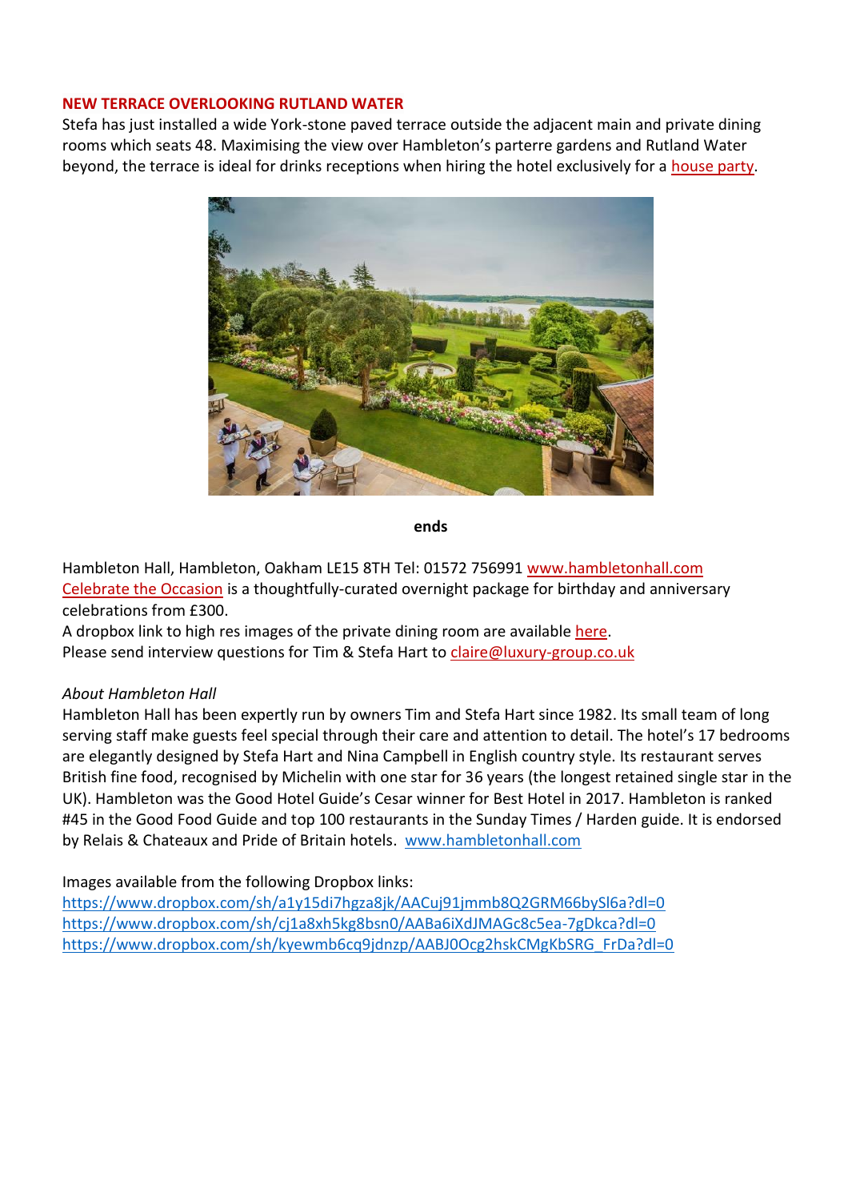**NEW TERRACE OVERLOOKING RUTLAND WATER**

Stefa has just installed a wide York-stone paved terrace outside the adjacent main and private dining rooms which seats 48. Maximising the view over Hambleton's parterre gardens and Rutland Water beyond, the terrace is ideal for drinks receptions when hiring the hotel exclusively for a house party.

**ends**

Hambleton Hall, Hambleton, Oakham LE15 8TH Tel: 01572 756991 www.hambletonhall.com
Celebrate the Occasion is a thoughtfully-curated overnight package for birthday and anniversary celebrations from £300.
A dropbox link to high res images of the private dining room are available here.
Please send interview questions for Tim & Stefa Hart to claire@luxury-group.co.uk

*About Hambleton Hall*

Hambleton Hall has been expertly run by owners Tim and Stefa Hart since 1982. Its small team of long serving staff make guests feel special through their care and attention to detail. The hotel's 17 bedrooms are elegantly designed by Stefa Hart and Nina Campbell in English country style. Its restaurant serves British fine food, recognised by Michelin with one star for 36 years (the longest retained single star in the UK). Hambleton was the Good Hotel Guide's Cesar winner for Best Hotel in 2017. Hambleton is ranked #45 in the Good Food Guide and top 100 restaurants in the Sunday Times / Harden guide. It is endorsed by Relais & Chateaux and Pride of Britain hotels. www.hambletonhall.com

Images available from the following Dropbox links:
https://www.dropbox.com/sh/a1y15di7hgza8jk/AACuj91jmmb8Q2GRM66bySl6a?dl=0
https://www.dropbox.com/sh/cj1a8xh5kg8bsn0/AABa6iXdJMAGc8c5ea-7gDkca?dl=0
https://www.dropbox.com/sh/kyewmb6cq9jdnzp/AABJ0Ocg2hskCMgKbSRG_FrDa?dl=0